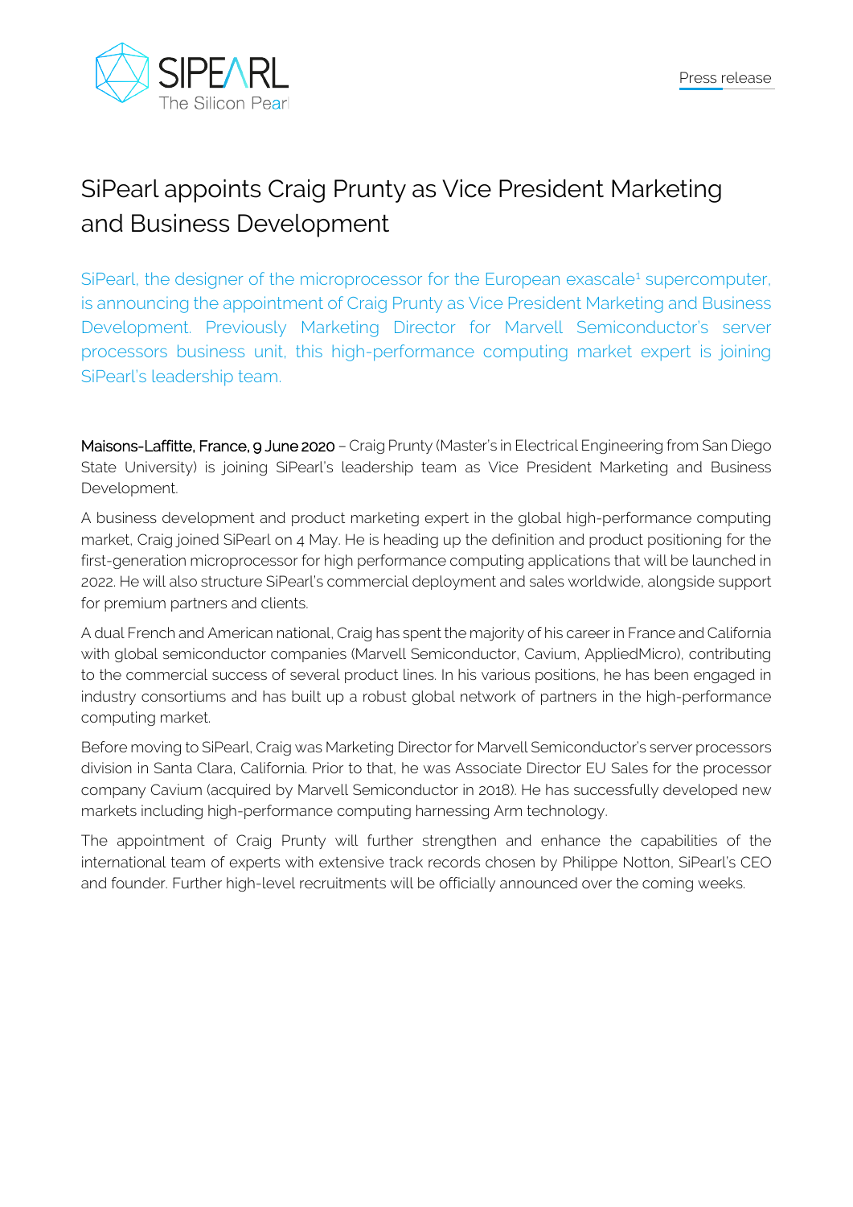Press release

# SiPearl appoints Craig Prunty as Vice President Marketing and Business Development

SiPearl, the designer of the microprocessor for the European exascale[1] supercomputer, is announcing the appointment of Craig Prunty as Vice President Marketing and Business Development. Previously Marketing Director for Marvell Semiconductor's server processors business unit, this high-performance computing market expert is joining SiPearl's leadership team.

**Maisons-Laffitte, France, 9 June 2020** – Craig Prunty (Master's in Electrical Engineering from San Diego State University) is joining SiPearl's leadership team as Vice President Marketing and Business Development.

A business development and product marketing expert in the global high-performance computing market, Craig joined SiPearl on 4 May. He is heading up the definition and product positioning for the first-generation microprocessor for high performance computing applications that will be launched in 2022. He will also structure SiPearl's commercial deployment and sales worldwide, alongside support for premium partners and clients.

A dual French and American national, Craig has spent the majority of his career in France and California with global semiconductor companies (Marvell Semiconductor, Cavium, AppliedMicro), contributing to the commercial success of several product lines. In his various positions, he has been engaged in industry consortiums and has built up a robust global network of partners in the high-performance computing market.

Before moving to SiPearl, Craig was Marketing Director for Marvell Semiconductor's server processors division in Santa Clara, California. Prior to that, he was Associate Director EU Sales for the processor company Cavium (acquired by Marvell Semiconductor in 2018). He has successfully developed new markets including high-performance computing harnessing Arm technology.

The appointment of Craig Prunty will further strengthen and enhance the capabilities of the international team of experts with extensive track records chosen by Philippe Notton, SiPearl's CEO and founder. Further high-level recruitments will be officially announced over the coming weeks.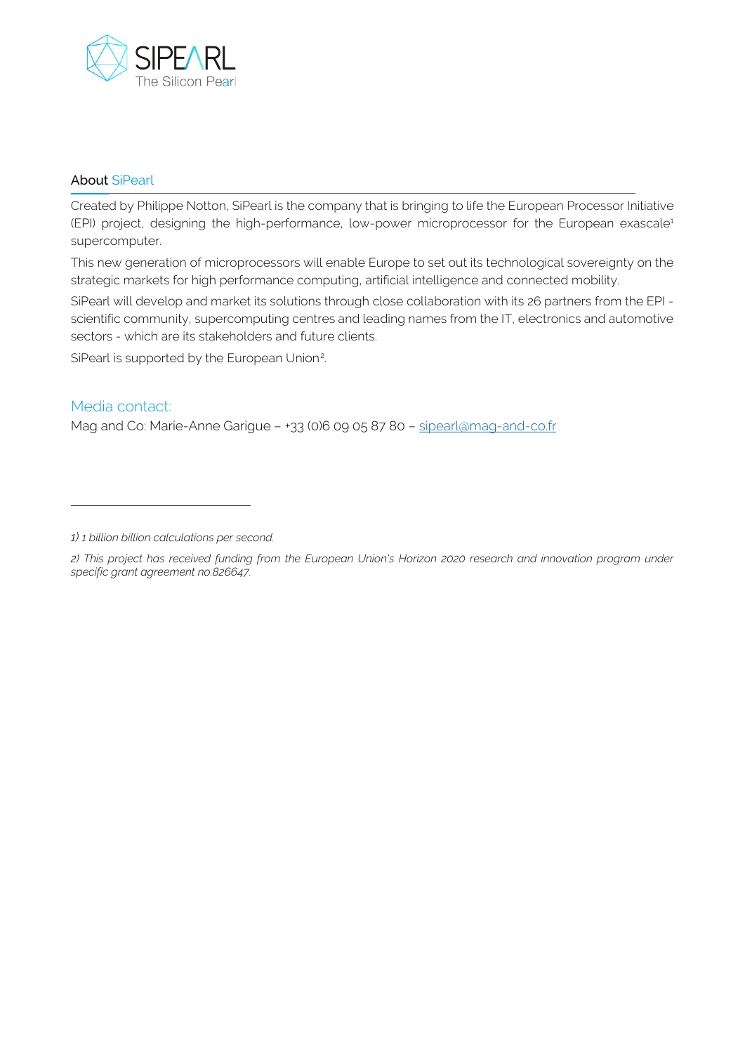## About SiPearl

Created by Philippe Notton, SiPearl is the company that is bringing to life the European Processor Initiative (EPI) project, designing the high-performance, low-power microprocessor for the European exascale[1] supercomputer.

This new generation of microprocessors will enable Europe to set out its technological sovereignty on the strategic markets for high performance computing, artificial intelligence and connected mobility.

SiPearl will develop and market its solutions through close collaboration with its 26 partners from the EPI - scientific community, supercomputing centres and leading names from the IT, electronics and automotive sectors - which are its stakeholders and future clients.

SiPearl is supported by the European Union[2].

### Media contact:

Mag and Co: Marie-Anne Garigue – +33 (0)6 09 05 87 80 – sipearl@mag-and-co.fr

---

*1) 1 billion billion calculations per second.*

*2) This project has received funding from the European Union's Horizon 2020 research and innovation program under specific grant agreement no.826647.*